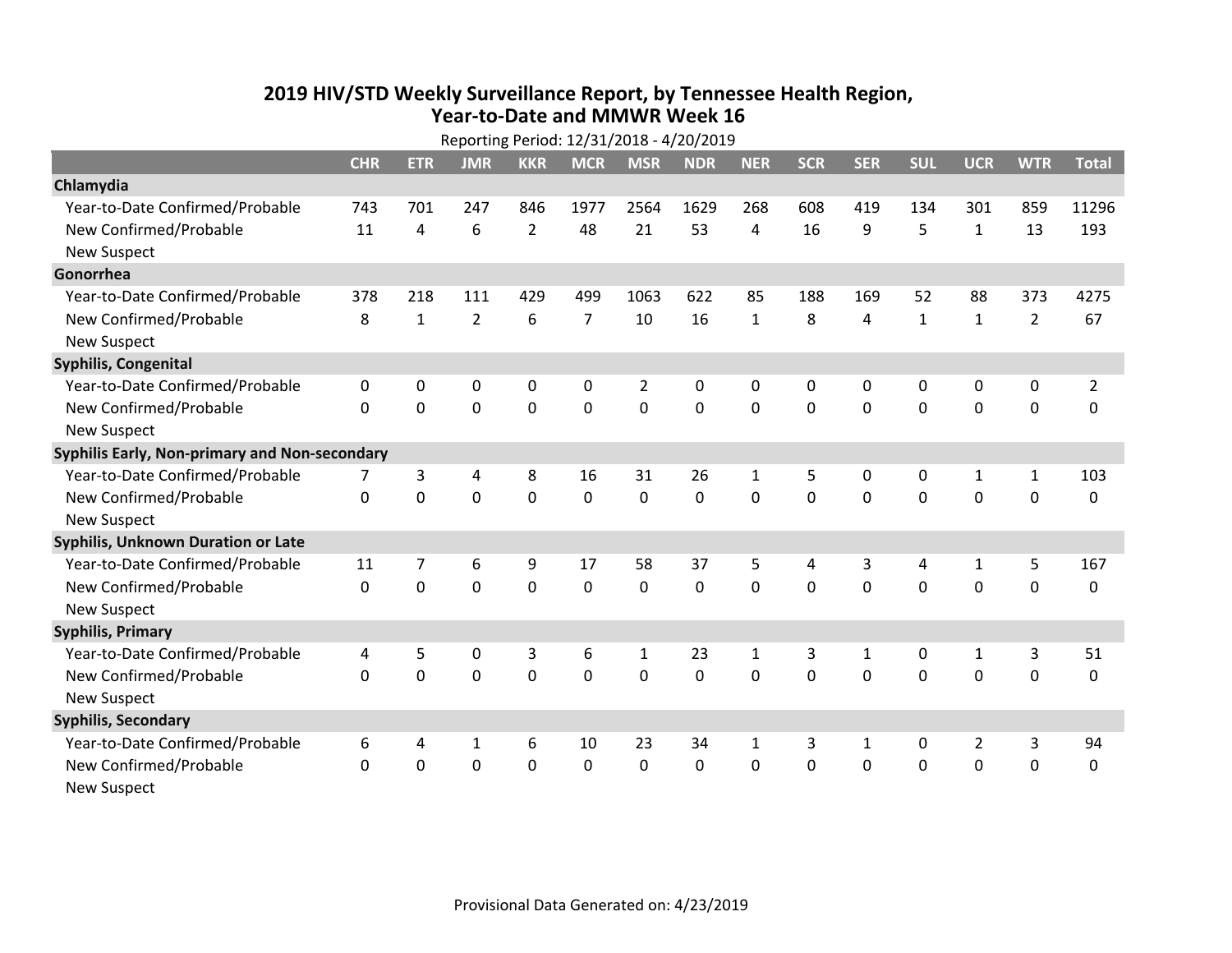# 2019 HIV/STD Weekly Surveillance Report, by Tennessee Health Region, Year-to-Date and MMWR Week 16

Reporting Period: 12/31/2018 - 4/20/2019

| | CHR | ETR | JMR | KKR | MCR | MSR | NDR | NER | SCR | SER | SUL | UCR | WTR | Total |
|---|---|---|---|---|---|---|---|---|---|---|---|---|---|---|
| **Chlamydia** | | | | | | | | | | | | | | |
| Year-to-Date Confirmed/Probable | 743 | 701 | 247 | 846 | 1977 | 2564 | 1629 | 268 | 608 | 419 | 134 | 301 | 859 | 11296 |
| New Confirmed/Probable | 11 | 4 | 6 | 2 | 48 | 21 | 53 | 4 | 16 | 9 | 5 | 1 | 13 | 193 |
| New Suspect | | | | | | | | | | | | | | |
| **Gonorrhea** | | | | | | | | | | | | | | |
| Year-to-Date Confirmed/Probable | 378 | 218 | 111 | 429 | 499 | 1063 | 622 | 85 | 188 | 169 | 52 | 88 | 373 | 4275 |
| New Confirmed/Probable | 8 | 1 | 2 | 6 | 7 | 10 | 16 | 1 | 8 | 4 | 1 | 1 | 2 | 67 |
| New Suspect | | | | | | | | | | | | | | |
| **Syphilis, Congenital** | | | | | | | | | | | | | | |
| Year-to-Date Confirmed/Probable | 0 | 0 | 0 | 0 | 0 | 2 | 0 | 0 | 0 | 0 | 0 | 0 | 0 | 2 |
| New Confirmed/Probable | 0 | 0 | 0 | 0 | 0 | 0 | 0 | 0 | 0 | 0 | 0 | 0 | 0 | 0 |
| New Suspect | | | | | | | | | | | | | | |
| **Syphilis Early, Non-primary and Non-secondary** | | | | | | | | | | | | | | |
| Year-to-Date Confirmed/Probable | 7 | 3 | 4 | 8 | 16 | 31 | 26 | 1 | 5 | 0 | 0 | 1 | 1 | 103 |
| New Confirmed/Probable | 0 | 0 | 0 | 0 | 0 | 0 | 0 | 0 | 0 | 0 | 0 | 0 | 0 | 0 |
| New Suspect | | | | | | | | | | | | | | |
| **Syphilis, Unknown Duration or Late** | | | | | | | | | | | | | | |
| Year-to-Date Confirmed/Probable | 11 | 7 | 6 | 9 | 17 | 58 | 37 | 5 | 4 | 3 | 4 | 1 | 5 | 167 |
| New Confirmed/Probable | 0 | 0 | 0 | 0 | 0 | 0 | 0 | 0 | 0 | 0 | 0 | 0 | 0 | 0 |
| New Suspect | | | | | | | | | | | | | | |
| **Syphilis, Primary** | | | | | | | | | | | | | | |
| Year-to-Date Confirmed/Probable | 4 | 5 | 0 | 3 | 6 | 1 | 23 | 1 | 3 | 1 | 0 | 1 | 3 | 51 |
| New Confirmed/Probable | 0 | 0 | 0 | 0 | 0 | 0 | 0 | 0 | 0 | 0 | 0 | 0 | 0 | 0 |
| New Suspect | | | | | | | | | | | | | | |
| **Syphilis, Secondary** | | | | | | | | | | | | | | |
| Year-to-Date Confirmed/Probable | 6 | 4 | 1 | 6 | 10 | 23 | 34 | 1 | 3 | 1 | 0 | 2 | 3 | 94 |
| New Confirmed/Probable | 0 | 0 | 0 | 0 | 0 | 0 | 0 | 0 | 0 | 0 | 0 | 0 | 0 | 0 |
| New Suspect | | | | | | | | | | | | | | |

Provisional Data Generated on: 4/23/2019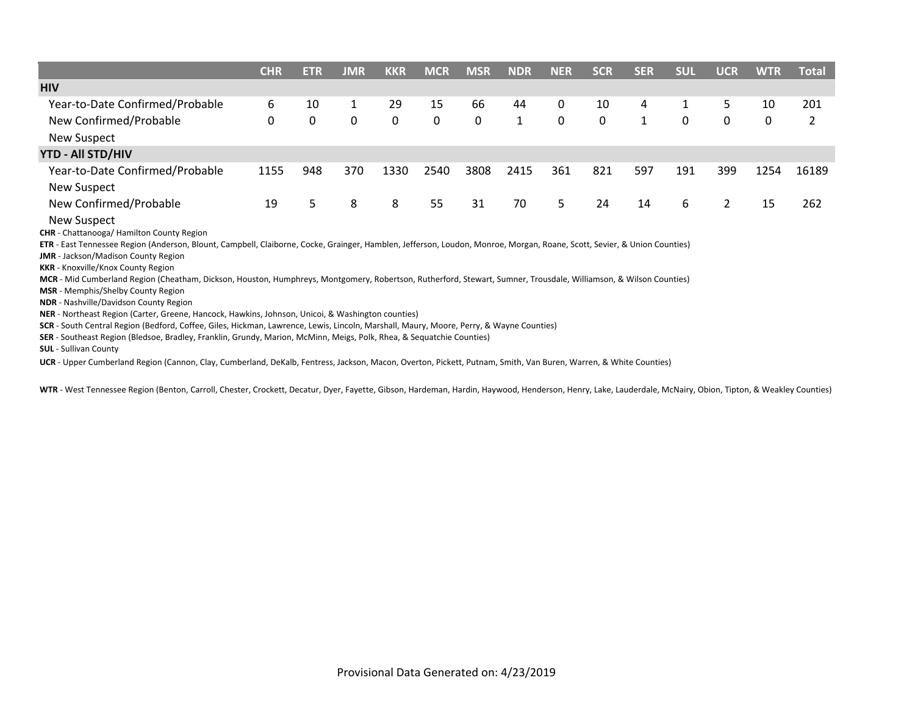| | CHR | ETR | JMR | KKR | MCR | MSR | NDR | NER | SCR | SER | SUL | UCR | WTR | Total |
|---|---|---|---|---|---|---|---|---|---|---|---|---|---|---|
| **HIV** | | | | | | | | | | | | | | |
| Year-to-Date Confirmed/Probable | 6 | 10 | 1 | 29 | 15 | 66 | 44 | 0 | 10 | 4 | 1 | 5 | 10 | 201 |
| New Confirmed/Probable | 0 | 0 | 0 | 0 | 0 | 0 | 1 | 0 | 0 | 1 | 0 | 0 | 0 | 2 |
| New Suspect | | | | | | | | | | | | | | |
| **YTD - All STD/HIV** | | | | | | | | | | | | | | |
| Year-to-Date Confirmed/Probable | 1155 | 948 | 370 | 1330 | 2540 | 3808 | 2415 | 361 | 821 | 597 | 191 | 399 | 1254 | 16189 |
| New Suspect | | | | | | | | | | | | | | |
| New Confirmed/Probable | 19 | 5 | 8 | 8 | 55 | 31 | 70 | 5 | 24 | 14 | 6 | 2 | 15 | 262 |
| New Suspect | | | | | | | | | | | | | | |

**CHR** - Chattanooga/ Hamilton County Region

**ETR** - East Tennessee Region (Anderson, Blount, Campbell, Claiborne, Cocke, Grainger, Hamblen, Jefferson, Loudon, Monroe, Morgan, Roane, Scott, Sevier, & Union Counties)

**JMR** - Jackson/Madison County Region

**KKR** - Knoxville/Knox County Region

**MCR** - Mid Cumberland Region (Cheatham, Dickson, Houston, Humphreys, Montgomery, Robertson, Rutherford, Stewart, Sumner, Trousdale, Williamson, & Wilson Counties)

**MSR** - Memphis/Shelby County Region

**NDR** - Nashville/Davidson County Region

**NER** - Northeast Region (Carter, Greene, Hancock, Hawkins, Johnson, Unicoi, & Washington counties)

**SCR** - South Central Region (Bedford, Coffee, Giles, Hickman, Lawrence, Lewis, Lincoln, Marshall, Maury, Moore, Perry, & Wayne Counties)

**SER** - Southeast Region (Bledsoe, Bradley, Franklin, Grundy, Marion, McMinn, Meigs, Polk, Rhea, & Sequatchie Counties)

**SUL** - Sullivan County

**UCR** - Upper Cumberland Region (Cannon, Clay, Cumberland, DeKalb, Fentress, Jackson, Macon, Overton, Pickett, Putnam, Smith, Van Buren, Warren, & White Counties)

**WTR** - West Tennessee Region (Benton, Carroll, Chester, Crockett, Decatur, Dyer, Fayette, Gibson, Hardeman, Hardin, Haywood, Henderson, Henry, Lake, Lauderdale, McNairy, Obion, Tipton, & Weakley Counties)

Provisional Data Generated on: 4/23/2019